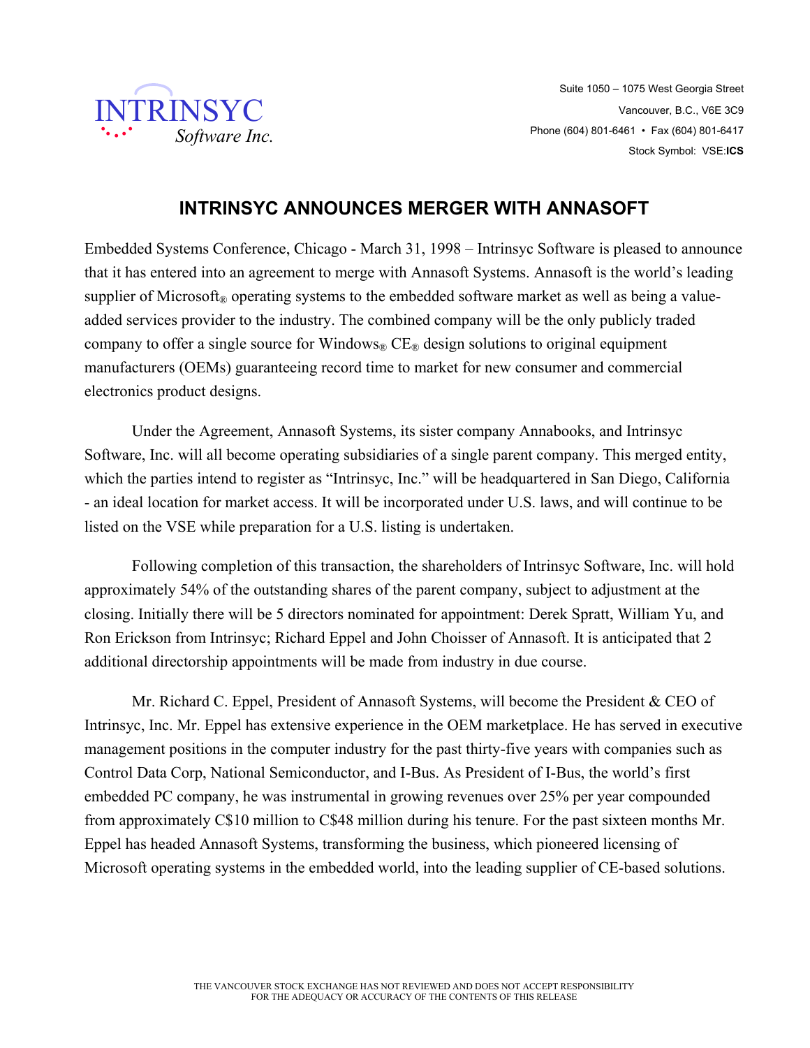INTRINSYC Software Inc.

Suite 1050 – 1075 West Georgia Street
Vancouver, B.C., V6E 3C9
Phone (604) 801-6461 • Fax (604) 801-6417
Stock Symbol: VSE:**ICS**

# INTRINSYC ANNOUNCES MERGER WITH ANNASOFT

Embedded Systems Conference, Chicago - March 31, 1998 – Intrinsyc Software is pleased to announce that it has entered into an agreement to merge with Annasoft Systems. Annasoft is the world's leading supplier of Microsoft® operating systems to the embedded software market as well as being a value-added services provider to the industry. The combined company will be the only publicly traded company to offer a single source for Windows® CE® design solutions to original equipment manufacturers (OEMs) guaranteeing record time to market for new consumer and commercial electronics product designs.

Under the Agreement, Annasoft Systems, its sister company Annabooks, and Intrinsyc Software, Inc. will all become operating subsidiaries of a single parent company. This merged entity, which the parties intend to register as "Intrinsyc, Inc." will be headquartered in San Diego, California - an ideal location for market access. It will be incorporated under U.S. laws, and will continue to be listed on the VSE while preparation for a U.S. listing is undertaken.

Following completion of this transaction, the shareholders of Intrinsyc Software, Inc. will hold approximately 54% of the outstanding shares of the parent company, subject to adjustment at the closing. Initially there will be 5 directors nominated for appointment: Derek Spratt, William Yu, and Ron Erickson from Intrinsyc; Richard Eppel and John Choisser of Annasoft. It is anticipated that 2 additional directorship appointments will be made from industry in due course.

Mr. Richard C. Eppel, President of Annasoft Systems, will become the President & CEO of Intrinsyc, Inc. Mr. Eppel has extensive experience in the OEM marketplace. He has served in executive management positions in the computer industry for the past thirty-five years with companies such as Control Data Corp, National Semiconductor, and I-Bus. As President of I-Bus, the world's first embedded PC company, he was instrumental in growing revenues over 25% per year compounded from approximately C$10 million to C$48 million during his tenure. For the past sixteen months Mr. Eppel has headed Annasoft Systems, transforming the business, which pioneered licensing of Microsoft operating systems in the embedded world, into the leading supplier of CE-based solutions.

THE VANCOUVER STOCK EXCHANGE HAS NOT REVIEWED AND DOES NOT ACCEPT RESPONSIBILITY FOR THE ADEQUACY OR ACCURACY OF THE CONTENTS OF THIS RELEASE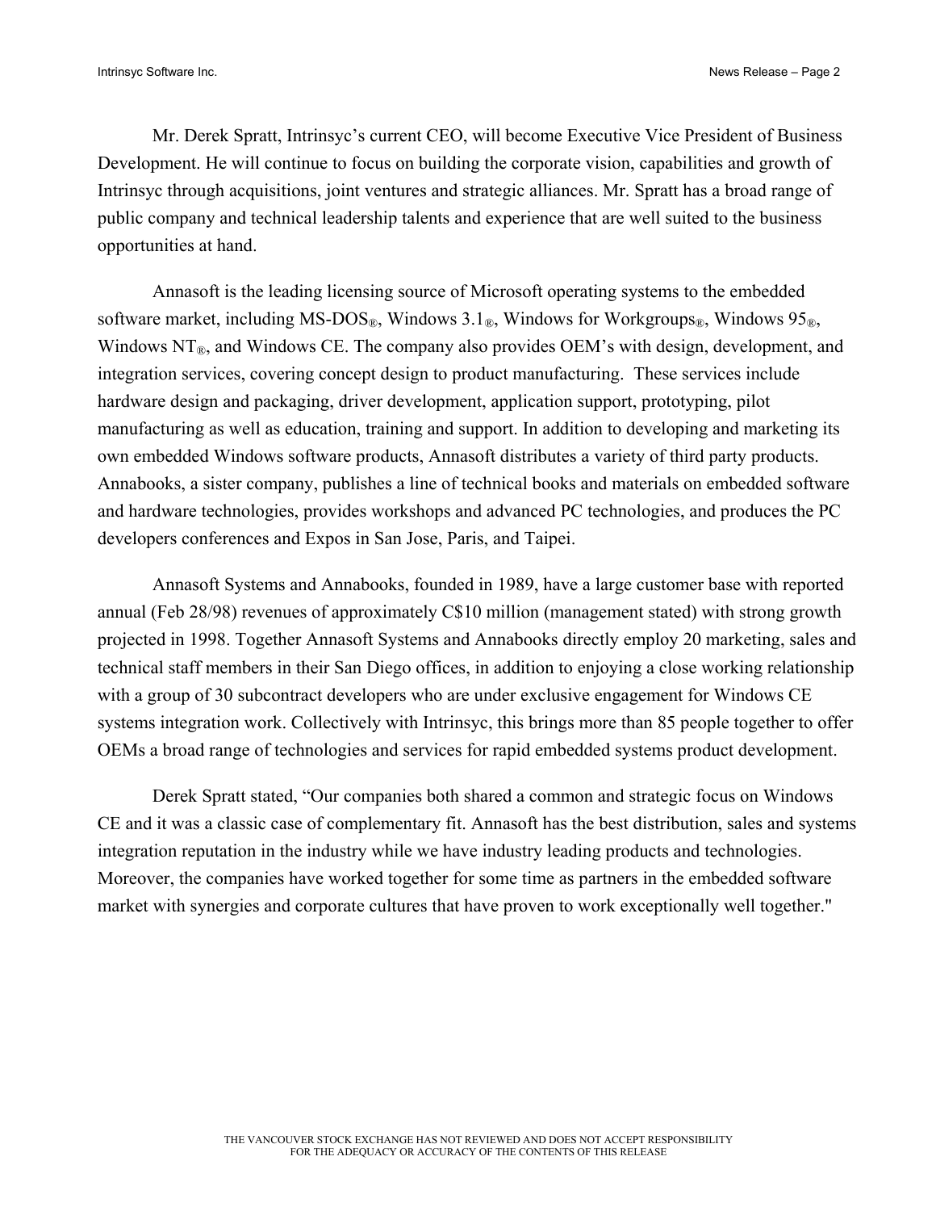Mr. Derek Spratt, Intrinsyc's current CEO, will become Executive Vice President of Business Development. He will continue to focus on building the corporate vision, capabilities and growth of Intrinsyc through acquisitions, joint ventures and strategic alliances. Mr. Spratt has a broad range of public company and technical leadership talents and experience that are well suited to the business opportunities at hand.

Annasoft is the leading licensing source of Microsoft operating systems to the embedded software market, including MS-DOS®, Windows 3.1®, Windows for Workgroups®, Windows 95®, Windows NT®, and Windows CE. The company also provides OEM's with design, development, and integration services, covering concept design to product manufacturing. These services include hardware design and packaging, driver development, application support, prototyping, pilot manufacturing as well as education, training and support. In addition to developing and marketing its own embedded Windows software products, Annasoft distributes a variety of third party products. Annabooks, a sister company, publishes a line of technical books and materials on embedded software and hardware technologies, provides workshops and advanced PC technologies, and produces the PC developers conferences and Expos in San Jose, Paris, and Taipei.

Annasoft Systems and Annabooks, founded in 1989, have a large customer base with reported annual (Feb 28/98) revenues of approximately C$10 million (management stated) with strong growth projected in 1998. Together Annasoft Systems and Annabooks directly employ 20 marketing, sales and technical staff members in their San Diego offices, in addition to enjoying a close working relationship with a group of 30 subcontract developers who are under exclusive engagement for Windows CE systems integration work. Collectively with Intrinsyc, this brings more than 85 people together to offer OEMs a broad range of technologies and services for rapid embedded systems product development.

Derek Spratt stated, "Our companies both shared a common and strategic focus on Windows CE and it was a classic case of complementary fit. Annasoft has the best distribution, sales and systems integration reputation in the industry while we have industry leading products and technologies. Moreover, the companies have worked together for some time as partners in the embedded software market with synergies and corporate cultures that have proven to work exceptionally well together."

THE VANCOUVER STOCK EXCHANGE HAS NOT REVIEWED AND DOES NOT ACCEPT RESPONSIBILITY FOR THE ADEQUACY OR ACCURACY OF THE CONTENTS OF THIS RELEASE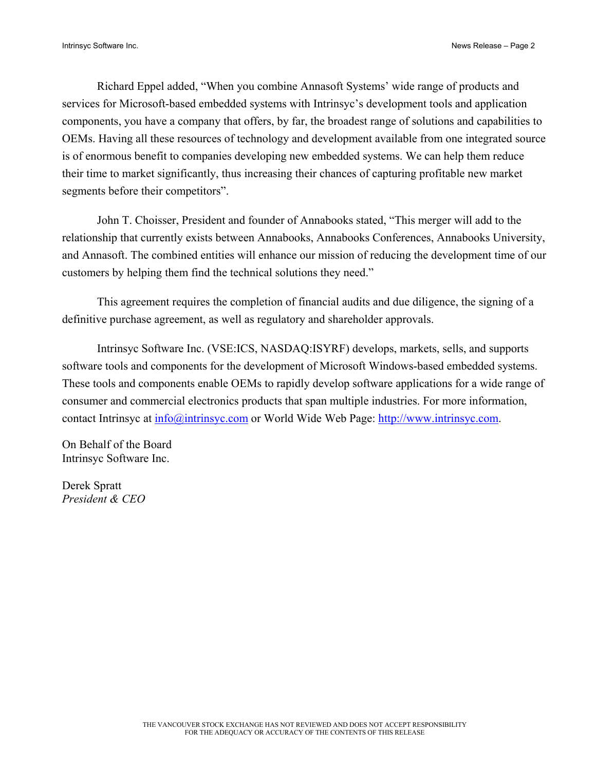Richard Eppel added, “When you combine Annasoft Systems’ wide range of products and services for Microsoft-based embedded systems with Intrinsyc’s development tools and application components, you have a company that offers, by far, the broadest range of solutions and capabilities to OEMs. Having all these resources of technology and development available from one integrated source is of enormous benefit to companies developing new embedded systems. We can help them reduce their time to market significantly, thus increasing their chances of capturing profitable new market segments before their competitors”.

John T. Choisser, President and founder of Annabooks stated, “This merger will add to the relationship that currently exists between Annabooks, Annabooks Conferences, Annabooks University, and Annasoft. The combined entities will enhance our mission of reducing the development time of our customers by helping them find the technical solutions they need.”

This agreement requires the completion of financial audits and due diligence, the signing of a definitive purchase agreement, as well as regulatory and shareholder approvals.

Intrinsyc Software Inc. (VSE:ICS, NASDAQ:ISYRF) develops, markets, sells, and supports software tools and components for the development of Microsoft Windows-based embedded systems. These tools and components enable OEMs to rapidly develop software applications for a wide range of consumer and commercial electronics products that span multiple industries. For more information, contact Intrinsyc at info@intrinsyc.com or World Wide Web Page: http://www.intrinsyc.com.

On Behalf of the Board
Intrinsyc Software Inc.

Derek Spratt
*President & CEO*

THE VANCOUVER STOCK EXCHANGE HAS NOT REVIEWED AND DOES NOT ACCEPT RESPONSIBILITY FOR THE ADEQUACY OR ACCURACY OF THE CONTENTS OF THIS RELEASE